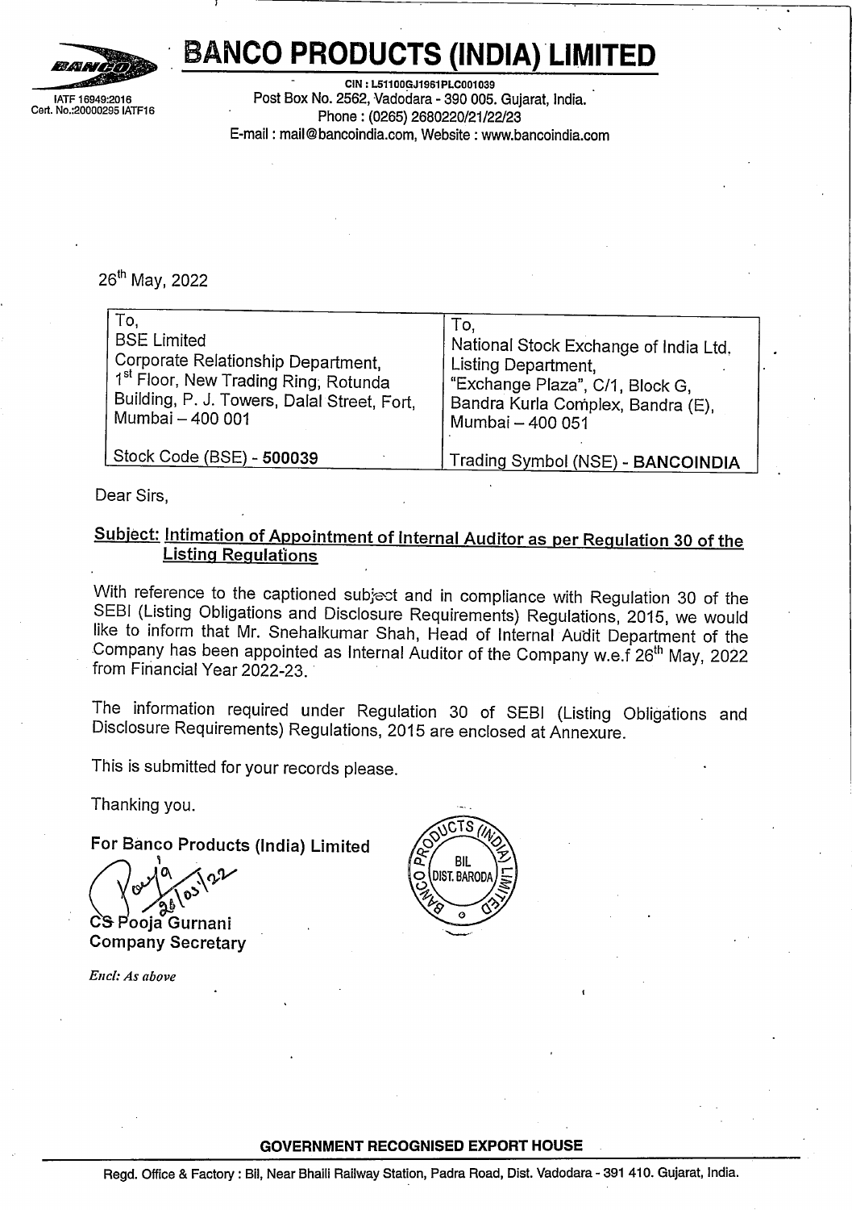# BANCO PRODUCTS (INDIA) LIMITED

CIN : L51100GJ1961PLC001039
Post Box No. 2562, Vadodara - 390 005. Gujarat, India.
Phone : (0265) 2680220/21/22/23
E-mail : mail@bancoindia.com, Website : www.bancoindia.com

IATF 16949:2016
Cert. No.:20000295 IATF16

26th May, 2022

| To,<br>BSE Limited<br>Corporate Relationship Department,<br>1st Floor, New Trading Ring, Rotunda Building, P. J. Towers, Dalal Street, Fort, Mumbai – 400 001 | To,<br>National Stock Exchange of India Ltd,<br>Listing Department,<br>"Exchange Plaza", C/1, Block G,<br>Bandra Kurla Complex, Bandra (E),<br>Mumbai – 400 051 |
|---|---|
| Stock Code (BSE) - **500039** | Trading Symbol (NSE) - **BANCOINDIA** |

Dear Sirs,

**Subject: Intimation of Appointment of Internal Auditor as per Regulation 30 of the Listing Regulations**

With reference to the captioned subject and in compliance with Regulation 30 of the SEBI (Listing Obligations and Disclosure Requirements) Regulations, 2015, we would like to inform that Mr. Snehalkumar Shah, Head of Internal Audit Department of the Company has been appointed as Internal Auditor of the Company w.e.f 26th May, 2022 from Financial Year 2022-23.

The information required under Regulation 30 of SEBI (Listing Obligations and Disclosure Requirements) Regulations, 2015 are enclosed at Annexure.

This is submitted for your records please.

Thanking you.

**For Banco Products (India) Limited**

CS Pooja Gurnani
**Company Secretary**

*Encl: As above*

**GOVERNMENT RECOGNISED EXPORT HOUSE**

Regd. Office & Factory : Bil, Near Bhaili Railway Station, Padra Road, Dist. Vadodara - 391 410. Gujarat, India.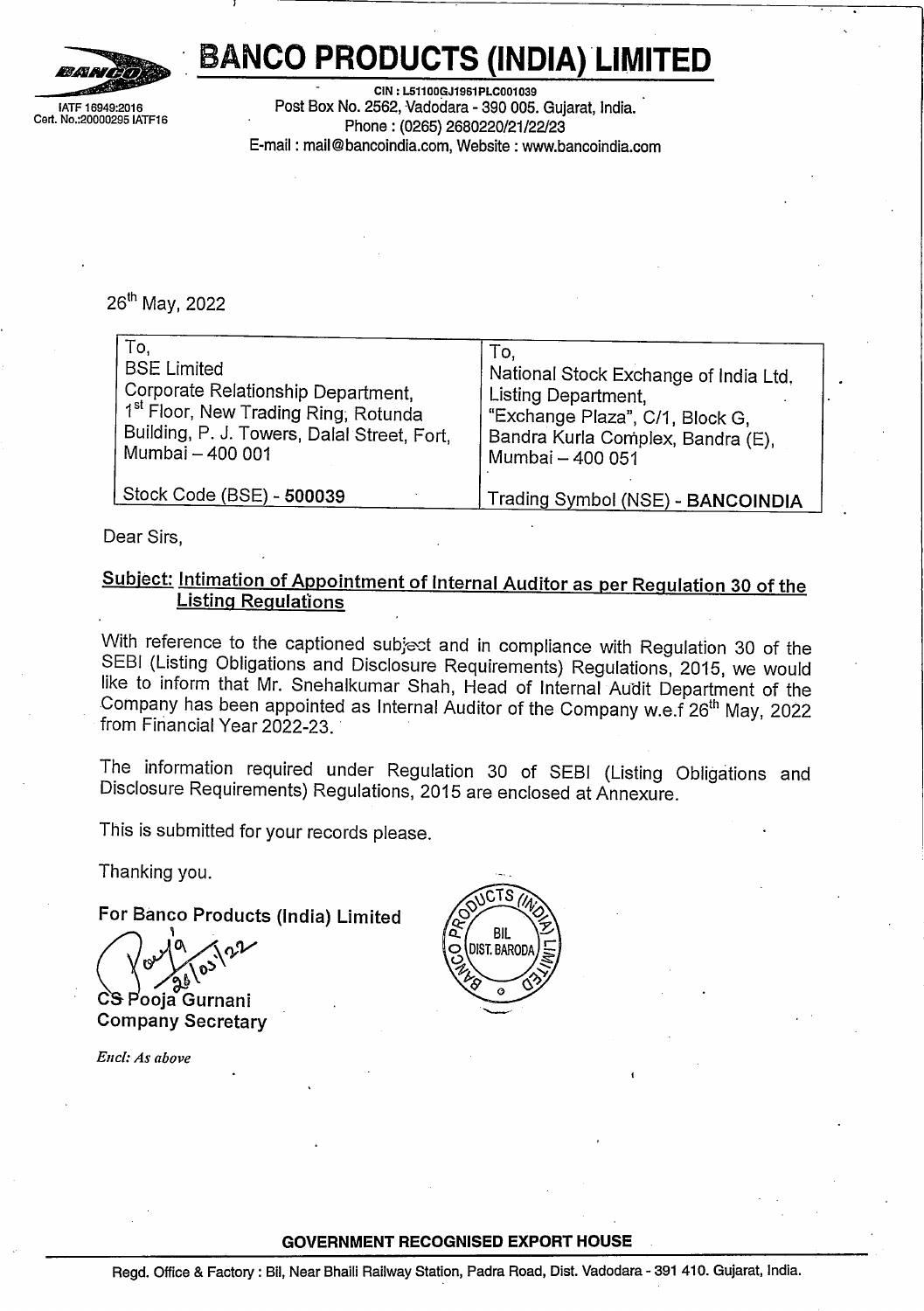# BANCO PRODUCTS (INDIA) LIMITED

IATF 16949:2016
Cert. No.:20000295 IATF16

CIN : L51100GJ1961PLC001039
Post Box No. 2562, Vadodara - 390 005. Gujarat, India.
Phone : (0265) 2680220/21/22/23
E-mail : mail@bancoindia.com, Website : www.bancoindia.com

26th May, 2022

| | |
|---|---|
| To,<br>BSE Limited<br>Corporate Relationship Department,<br>1st Floor, New Trading Ring, Rotunda Building, P. J. Towers, Dalal Street, Fort, Mumbai – 400 001 | To,<br>National Stock Exchange of India Ltd.<br>Listing Department,<br>"Exchange Plaza", C/1, Block G,<br>Bandra Kurla Complex, Bandra (E),<br>Mumbai – 400 051 |
| Stock Code (BSE) - **500039** | Trading Symbol (NSE) - **BANCOINDIA** |

Dear Sirs,

**Subject: Intimation of Appointment of Internal Auditor as per Regulation 30 of the Listing Regulations**

With reference to the captioned subject and in compliance with Regulation 30 of the SEBI (Listing Obligations and Disclosure Requirements) Regulations, 2015, we would like to inform that Mr. Snehalkumar Shah, Head of Internal Audit Department of the Company has been appointed as Internal Auditor of the Company w.e.f 26th May, 2022 from Financial Year 2022-23.

The information required under Regulation 30 of SEBI (Listing Obligations and Disclosure Requirements) Regulations, 2015 are enclosed at Annexure.

This is submitted for your records please.

Thanking you.

**For Banco Products (India) Limited**

26/05/22

CS Pooja Gurnani
**Company Secretary**

*Encl: As above*

**GOVERNMENT RECOGNISED EXPORT HOUSE**

Regd. Office & Factory : Bil, Near Bhaili Railway Station, Padra Road, Dist. Vadodara - 391 410. Gujarat, India.